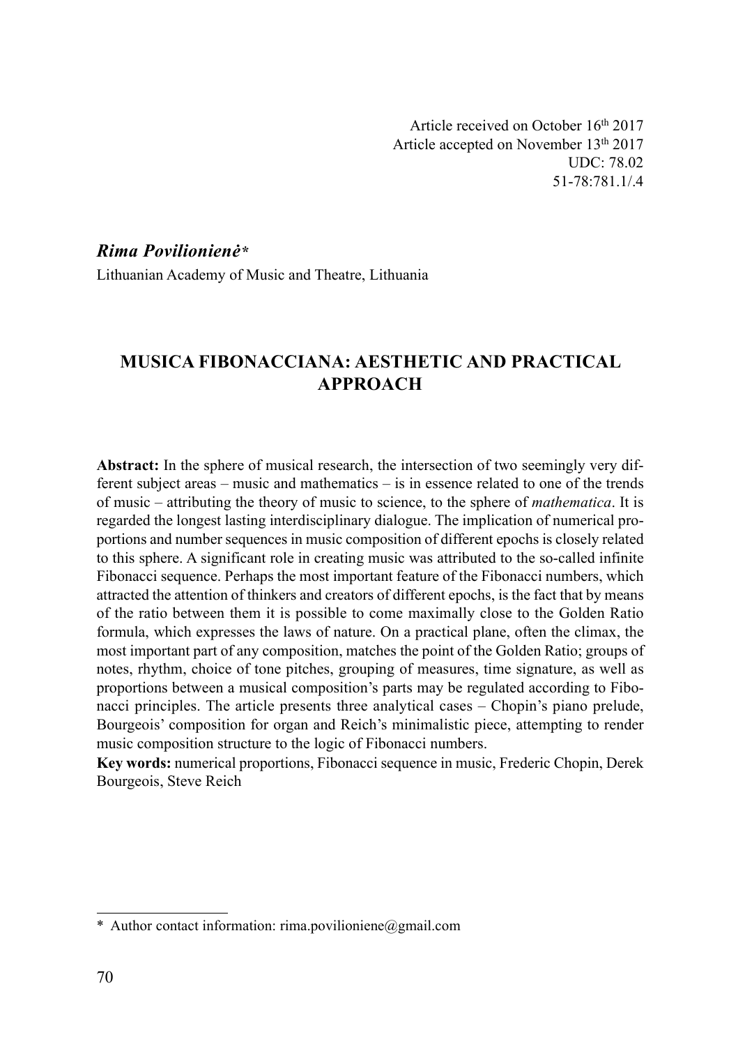Article received on October 16th 2017
Article accepted on November 13th 2017
UDC: 78.02
51-78:781.1/.4

***Rima Povilionienė****
Lithuanian Academy of Music and Theatre, Lithuania

# MUSICA FIBONACCIANA: AESTHETIC AND PRACTICAL APPROACH

**Abstract:** In the sphere of musical research, the intersection of two seemingly very different subject areas – music and mathematics – is in essence related to one of the trends of music – attributing the theory of music to science, to the sphere of *mathematica*. It is regarded the longest lasting interdisciplinary dialogue. The implication of numerical proportions and number sequences in music composition of different epochs is closely related to this sphere. A significant role in creating music was attributed to the so-called infinite Fibonacci sequence. Perhaps the most important feature of the Fibonacci numbers, which attracted the attention of thinkers and creators of different epochs, is the fact that by means of the ratio between them it is possible to come maximally close to the Golden Ratio formula, which expresses the laws of nature. On a practical plane, often the climax, the most important part of any composition, matches the point of the Golden Ratio; groups of notes, rhythm, choice of tone pitches, grouping of measures, time signature, as well as proportions between a musical composition's parts may be regulated according to Fibonacci principles. The article presents three analytical cases – Chopin's piano prelude, Bourgeois' composition for organ and Reich's minimalistic piece, attempting to render music composition structure to the logic of Fibonacci numbers.

**Key words:** numerical proportions, Fibonacci sequence in music, Frederic Chopin, Derek Bourgeois, Steve Reich

---

\* Author contact information: rima.povilioniene@gmail.com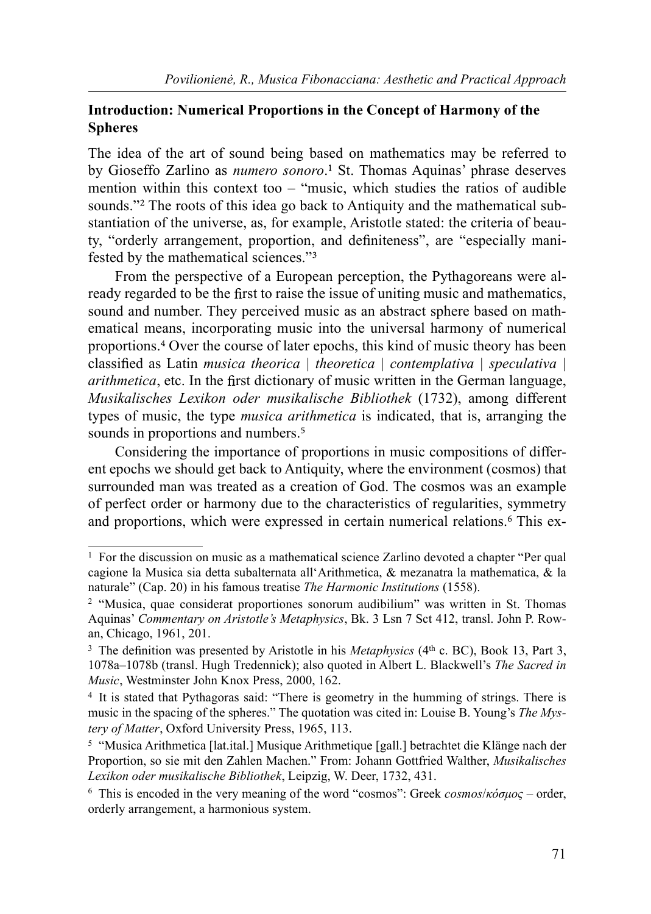## Introduction: Numerical Proportions in the Concept of Harmony of the Spheres

The idea of the art of sound being based on mathematics may be referred to by Gioseffo Zarlino as *numero sonoro*.[1] St. Thomas Aquinas' phrase deserves mention within this context too – "music, which studies the ratios of audible sounds."[2] The roots of this idea go back to Antiquity and the mathematical substantiation of the universe, as, for example, Aristotle stated: the criteria of beauty, "orderly arrangement, proportion, and definiteness", are "especially manifested by the mathematical sciences."[3]

From the perspective of a European perception, the Pythagoreans were already regarded to be the first to raise the issue of uniting music and mathematics, sound and number. They perceived music as an abstract sphere based on mathematical means, incorporating music into the universal harmony of numerical proportions.[4] Over the course of later epochs, this kind of music theory has been classified as Latin *musica theorica* | *theoretica* | *contemplativa* | *speculativa* | *arithmetica*, etc. In the first dictionary of music written in the German language, *Musikalisches Lexikon oder musikalische Bibliothek* (1732), among different types of music, the type *musica arithmetica* is indicated, that is, arranging the sounds in proportions and numbers.[5]

Considering the importance of proportions in music compositions of different epochs we should get back to Antiquity, where the environment (cosmos) that surrounded man was treated as a creation of God. The cosmos was an example of perfect order or harmony due to the characteristics of regularities, symmetry and proportions, which were expressed in certain numerical relations.[6] This ex-

---

[1] For the discussion on music as a mathematical science Zarlino devoted a chapter "Per qual cagione la Musica sia detta subalternata all'Arithmetica, & mezanatra la mathematica, & la naturale" (Cap. 20) in his famous treatise *The Harmonic Institutions* (1558).

[2] "Musica, quae considerat proportiones sonorum audibilium" was written in St. Thomas Aquinas' *Commentary on Aristotle's Metaphysics*, Bk. 3 Lsn 7 Sct 412, transl. John P. Rowan, Chicago, 1961, 201.

[3] The definition was presented by Aristotle in his *Metaphysics* (4th c. BC), Book 13, Part 3, 1078a–1078b (transl. Hugh Tredennick); also quoted in Albert L. Blackwell's *The Sacred in Music*, Westminster John Knox Press, 2000, 162.

[4] It is stated that Pythagoras said: "There is geometry in the humming of strings. There is music in the spacing of the spheres." The quotation was cited in: Louise B. Young's *The Mystery of Matter*, Oxford University Press, 1965, 113.

[5] "Musica Arithmetica [lat.ital.] Musique Arithmetique [gall.] betrachtet die Klänge nach der Proportion, so sie mit den Zahlen Machen." From: Johann Gottfried Walther, *Musikalisches Lexikon oder musikalische Bibliothek*, Leipzig, W. Deer, 1732, 431.

[6] This is encoded in the very meaning of the word "cosmos": Greek *cosmos*/*κόσμος* – order, orderly arrangement, a harmonious system.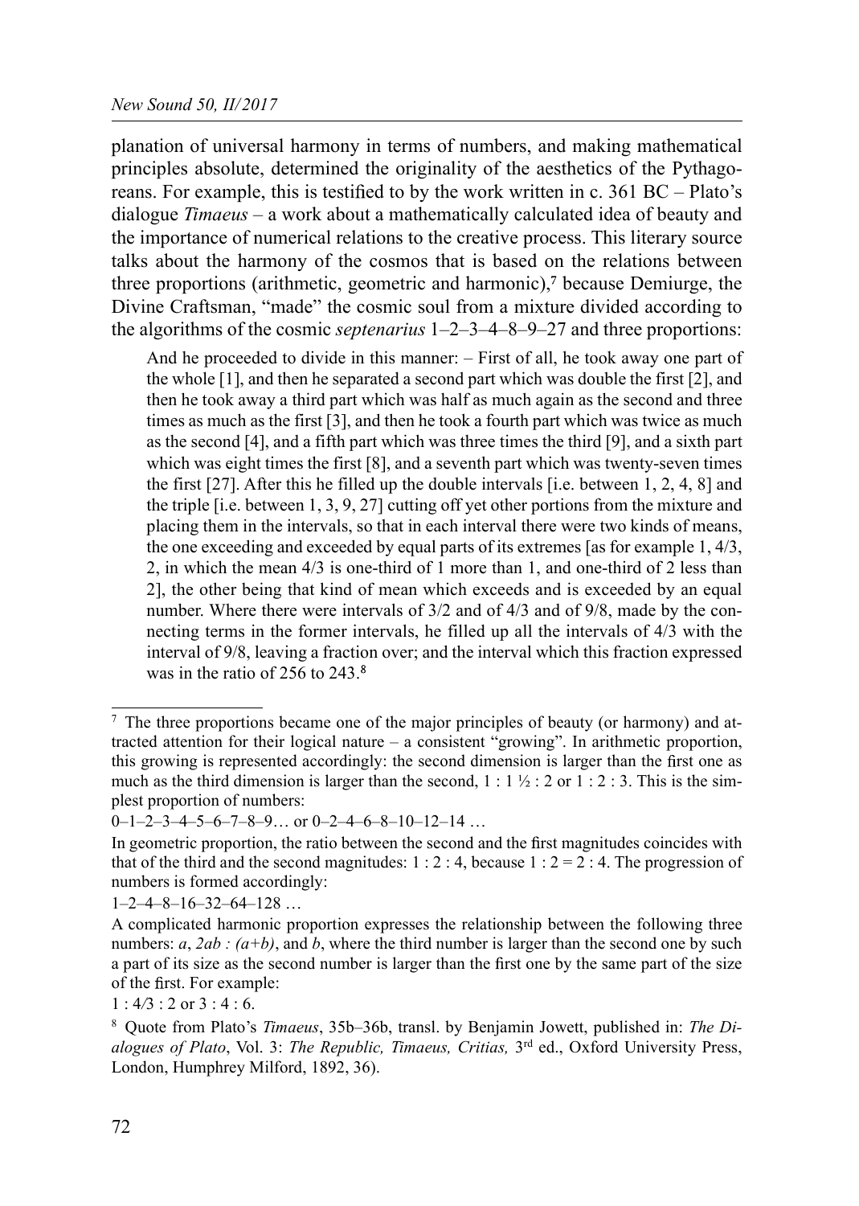planation of universal harmony in terms of numbers, and making mathematical principles absolute, determined the originality of the aesthetics of the Pythagoreans. For example, this is testified to by the work written in c. 361 BC – Plato's dialogue *Timaeus* – a work about a mathematically calculated idea of beauty and the importance of numerical relations to the creative process. This literary source talks about the harmony of the cosmos that is based on the relations between three proportions (arithmetic, geometric and harmonic),[7] because Demiurge, the Divine Craftsman, "made" the cosmic soul from a mixture divided according to the algorithms of the cosmic *septenarius* 1–2–3–4–8–9–27 and three proportions:

> And he proceeded to divide in this manner: – First of all, he took away one part of the whole [1], and then he separated a second part which was double the first [2], and then he took away a third part which was half as much again as the second and three times as much as the first [3], and then he took a fourth part which was twice as much as the second [4], and a fifth part which was three times the third [9], and a sixth part which was eight times the first [8], and a seventh part which was twenty-seven times the first [27]. After this he filled up the double intervals [i.e. between 1, 2, 4, 8] and the triple [i.e. between 1, 3, 9, 27] cutting off yet other portions from the mixture and placing them in the intervals, so that in each interval there were two kinds of means, the one exceeding and exceeded by equal parts of its extremes [as for example 1, 4/3, 2, in which the mean 4/3 is one-third of 1 more than 1, and one-third of 2 less than 2], the other being that kind of mean which exceeds and is exceeded by an equal number. Where there were intervals of 3/2 and of 4/3 and of 9/8, made by the connecting terms in the former intervals, he filled up all the intervals of 4/3 with the interval of 9/8, leaving a fraction over; and the interval which this fraction expressed was in the ratio of 256 to 243.[8]

---

[7] The three proportions became one of the major principles of beauty (or harmony) and attracted attention for their logical nature – a consistent "growing". In arithmetic proportion, this growing is represented accordingly: the second dimension is larger than the first one as much as the third dimension is larger than the second, 1 : 1 ½ : 2 or 1 : 2 : 3. This is the simplest proportion of numbers:

0–1–2–3–4–5–6–7–8–9… or 0–2–4–6–8–10–12–14 …

In geometric proportion, the ratio between the second and the first magnitudes coincides with that of the third and the second magnitudes: 1 : 2 : 4, because 1 : 2 = 2 : 4. The progression of numbers is formed accordingly:

1–2–4–8–16–32–64–128 …

A complicated harmonic proportion expresses the relationship between the following three numbers: $a$, $2ab : (a+b)$, and $b$, where the third number is larger than the second one by such a part of its size as the second number is larger than the first one by the same part of the size of the first. For example:

1 : 4/3 : 2 or 3 : 4 : 6.

[8] Quote from Plato's *Timaeus*, 35b–36b, transl. by Benjamin Jowett, published in: *The Dialogues of Plato*, Vol. 3: *The Republic, Timaeus, Critias,* 3rd ed., Oxford University Press, London, Humphrey Milford, 1892, 36).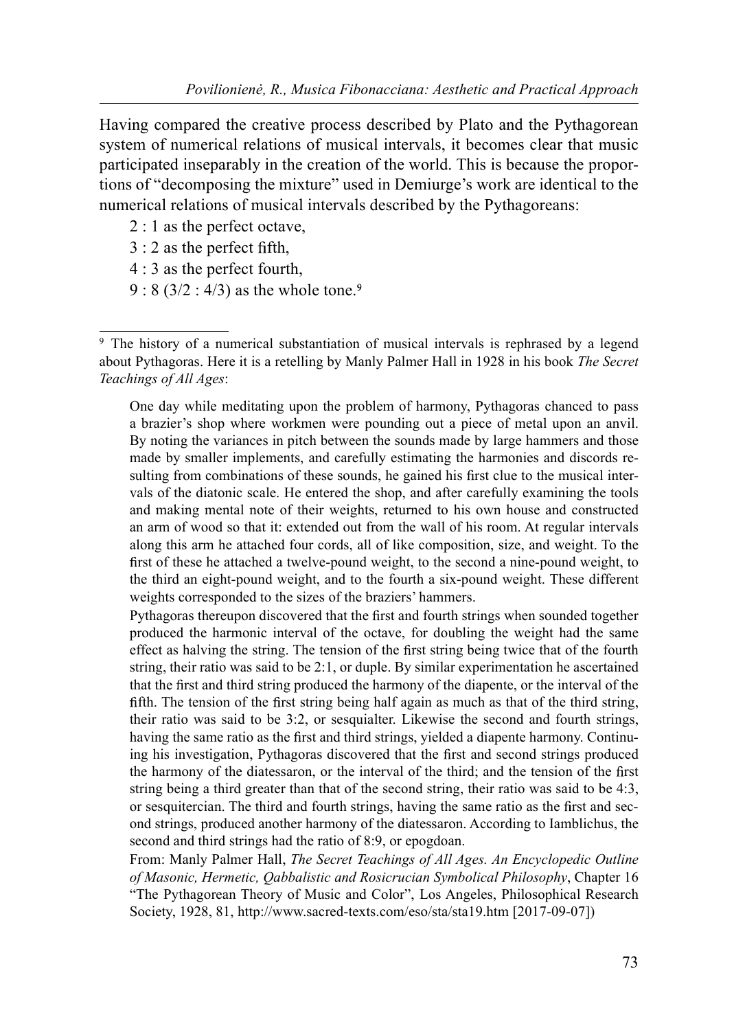Having compared the creative process described by Plato and the Pythagorean system of numerical relations of musical intervals, it becomes clear that music participated inseparably in the creation of the world. This is because the proportions of "decomposing the mixture" used in Demiurge's work are identical to the numerical relations of musical intervals described by the Pythagoreans:

- 2 : 1 as the perfect octave,
- 3 : 2 as the perfect fifth,
- 4 : 3 as the perfect fourth,
- 9 : 8 (3/2 : 4/3) as the whole tone.[9]

---

[9] The history of a numerical substantiation of musical intervals is rephrased by a legend about Pythagoras. Here it is a retelling by Manly Palmer Hall in 1928 in his book *The Secret Teachings of All Ages*:

> One day while meditating upon the problem of harmony, Pythagoras chanced to pass a brazier's shop where workmen were pounding out a piece of metal upon an anvil. By noting the variances in pitch between the sounds made by large hammers and those made by smaller implements, and carefully estimating the harmonies and discords resulting from combinations of these sounds, he gained his first clue to the musical intervals of the diatonic scale. He entered the shop, and after carefully examining the tools and making mental note of their weights, returned to his own house and constructed an arm of wood so that it: extended out from the wall of his room. At regular intervals along this arm he attached four cords, all of like composition, size, and weight. To the first of these he attached a twelve-pound weight, to the second a nine-pound weight, to the third an eight-pound weight, and to the fourth a six-pound weight. These different weights corresponded to the sizes of the braziers' hammers.
>
> Pythagoras thereupon discovered that the first and fourth strings when sounded together produced the harmonic interval of the octave, for doubling the weight had the same effect as halving the string. The tension of the first string being twice that of the fourth string, their ratio was said to be 2:1, or duple. By similar experimentation he ascertained that the first and third string produced the harmony of the diapente, or the interval of the fifth. The tension of the first string being half again as much as that of the third string, their ratio was said to be 3:2, or sesquialter. Likewise the second and fourth strings, having the same ratio as the first and third strings, yielded a diapente harmony. Continuing his investigation, Pythagoras discovered that the first and second strings produced the harmony of the diatessaron, or the interval of the third; and the tension of the first string being a third greater than that of the second string, their ratio was said to be 4:3, or sesquitercian. The third and fourth strings, having the same ratio as the first and second strings, produced another harmony of the diatessaron. According to Iamblichus, the second and third strings had the ratio of 8:9, or epogdoan.
>
> From: Manly Palmer Hall, *The Secret Teachings of All Ages. An Encyclopedic Outline of Masonic, Hermetic, Qabbalistic and Rosicrucian Symbolical Philosophy*, Chapter 16 "The Pythagorean Theory of Music and Color", Los Angeles, Philosophical Research Society, 1928, 81, http://www.sacred-texts.com/eso/sta/sta19.htm [2017-09-07])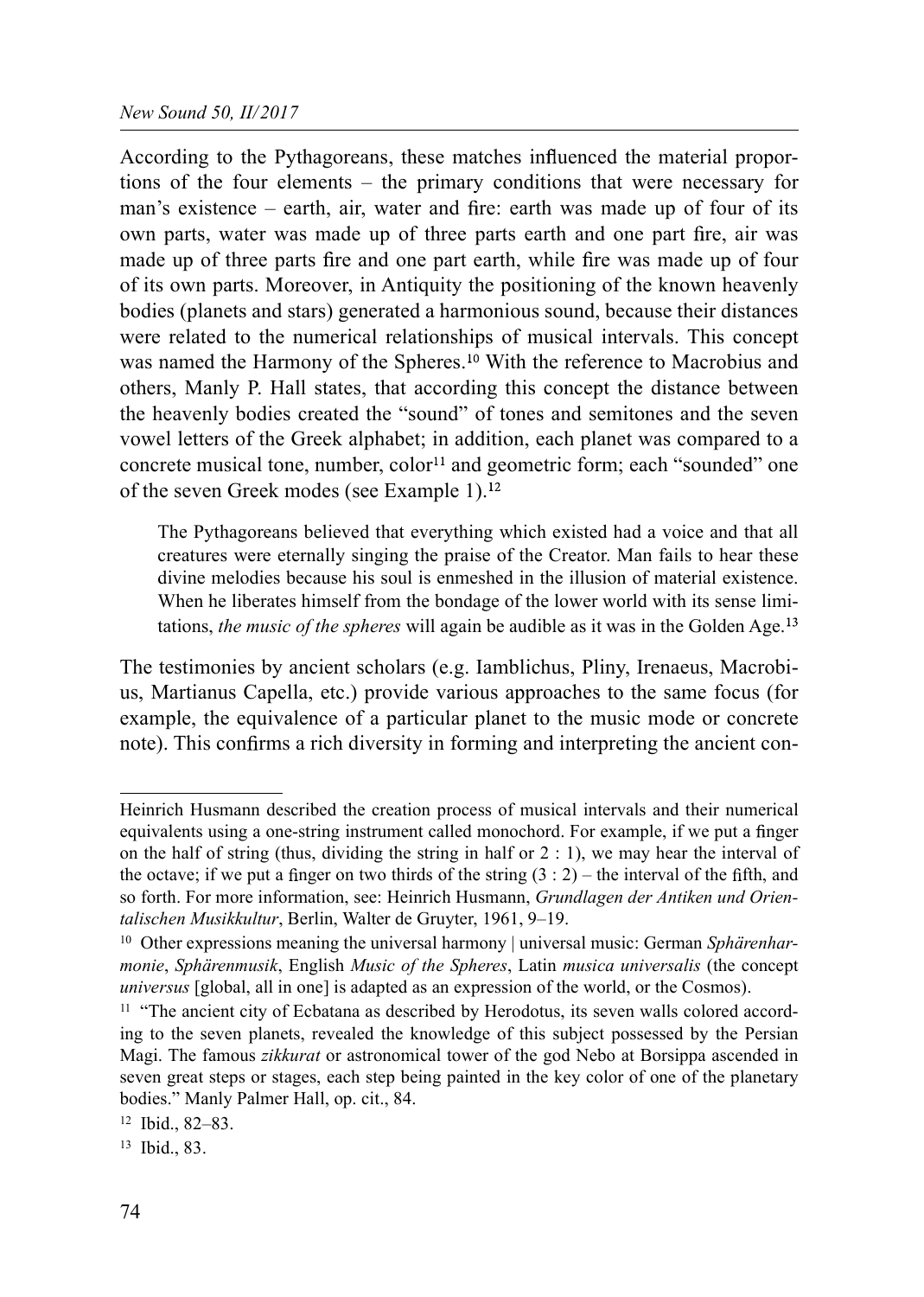According to the Pythagoreans, these matches influenced the material proportions of the four elements – the primary conditions that were necessary for man's existence – earth, air, water and fire: earth was made up of four of its own parts, water was made up of three parts earth and one part fire, air was made up of three parts fire and one part earth, while fire was made up of four of its own parts. Moreover, in Antiquity the positioning of the known heavenly bodies (planets and stars) generated a harmonious sound, because their distances were related to the numerical relationships of musical intervals. This concept was named the Harmony of the Spheres.[10] With the reference to Macrobius and others, Manly P. Hall states, that according this concept the distance between the heavenly bodies created the "sound" of tones and semitones and the seven vowel letters of the Greek alphabet; in addition, each planet was compared to a concrete musical tone, number, color[11] and geometric form; each "sounded" one of the seven Greek modes (see Example 1).[12]

> The Pythagoreans believed that everything which existed had a voice and that all creatures were eternally singing the praise of the Creator. Man fails to hear these divine melodies because his soul is enmeshed in the illusion of material existence. When he liberates himself from the bondage of the lower world with its sense limitations, *the music of the spheres* will again be audible as it was in the Golden Age.[13]

The testimonies by ancient scholars (e.g. Iamblichus, Pliny, Irenaeus, Macrobius, Martianus Capella, etc.) provide various approaches to the same focus (for example, the equivalence of a particular planet to the music mode or concrete note). This confirms a rich diversity in forming and interpreting the ancient con-

---

Heinrich Husmann described the creation process of musical intervals and their numerical equivalents using a one-string instrument called monochord. For example, if we put a finger on the half of string (thus, dividing the string in half or 2 : 1), we may hear the interval of the octave; if we put a finger on two thirds of the string (3 : 2) – the interval of the fifth, and so forth. For more information, see: Heinrich Husmann, *Grundlagen der Antiken und Orientalischen Musikkultur*, Berlin, Walter de Gruyter, 1961, 9–19.

[10] Other expressions meaning the universal harmony | universal music: German *Sphärenharmonie*, *Sphärenmusik*, English *Music of the Spheres*, Latin *musica universalis* (the concept *universus* [global, all in one] is adapted as an expression of the world, or the Cosmos).

[11] "The ancient city of Ecbatana as described by Herodotus, its seven walls colored according to the seven planets, revealed the knowledge of this subject possessed by the Persian Magi. The famous *zikkurat* or astronomical tower of the god Nebo at Borsippa ascended in seven great steps or stages, each step being painted in the key color of one of the planetary bodies." Manly Palmer Hall, op. cit., 84.

[12] Ibid., 82–83.

[13] Ibid., 83.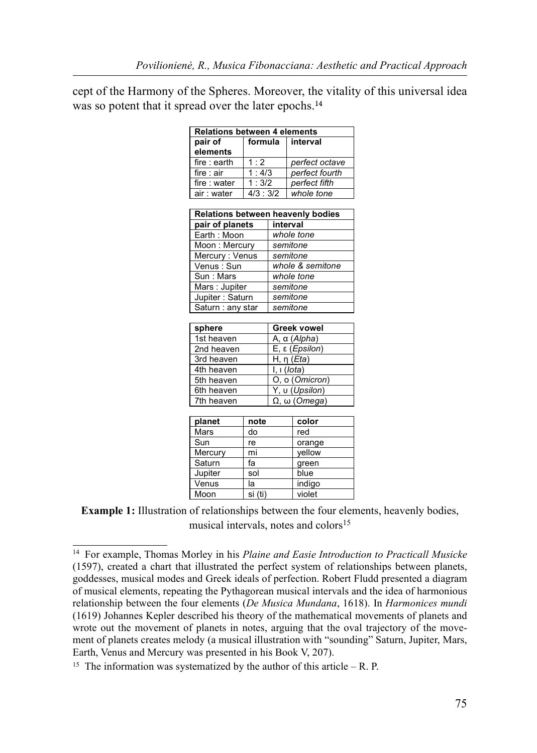cept of the Harmony of the Spheres. Moreover, the vitality of this universal idea was so potent that it spread over the later epochs.[14]

| **Relations between 4 elements** | | |
|---|---|---|
| **pair of elements** | **formula** | **interval** |
| fire : earth | 1 : 2 | *perfect octave* |
| fire : air | 1 : 4/3 | *perfect fourth* |
| fire : water | 1 : 3/2 | *perfect fifth* |
| air : water | 4/3 : 3/2 | *whole tone* |

| **Relations between heavenly bodies** | |
|---|---|
| **pair of planets** | **interval** |
| Earth : Moon | *whole tone* |
| Moon : Mercury | *semitone* |
| Mercury : Venus | *semitone* |
| Venus : Sun | *whole & semitone* |
| Sun : Mars | *whole tone* |
| Mars : Jupiter | *semitone* |
| Jupiter : Saturn | *semitone* |
| Saturn : any star | *semitone* |

| **sphere** | **Greek vowel** |
|---|---|
| 1st heaven | Α, α (*Alpha*) |
| 2nd heaven | Ε, ε (*Epsilon*) |
| 3rd heaven | Η, η (*Eta*) |
| 4th heaven | Ι, ι (*Iota*) |
| 5th heaven | Ο, ο (*Omicron*) |
| 6th heaven | Υ, υ (*Upsilon*) |
| 7th heaven | Ω, ω (*Omega*) |

| **planet** | **note** | **color** |
|---|---|---|
| Mars | do | red |
| Sun | re | orange |
| Mercury | mi | yellow |
| Saturn | fa | green |
| Jupiter | sol | blue |
| Venus | la | indigo |
| Moon | si (ti) | violet |

**Example 1:** Illustration of relationships between the four elements, heavenly bodies, musical intervals, notes and colors[15]

---

[14] For example, Thomas Morley in his *Plaine and Easie Introduction to Practicall Musicke* (1597), created a chart that illustrated the perfect system of relationships between planets, goddesses, musical modes and Greek ideals of perfection. Robert Fludd presented a diagram of musical elements, repeating the Pythagorean musical intervals and the idea of harmonious relationship between the four elements (*De Musica Mundana*, 1618). In *Harmonices mundi* (1619) Johannes Kepler described his theory of the mathematical movements of planets and wrote out the movement of planets in notes, arguing that the oval trajectory of the movement of planets creates melody (a musical illustration with "sounding" Saturn, Jupiter, Mars, Earth, Venus and Mercury was presented in his Book V, 207).

[15] The information was systematized by the author of this article – R. P.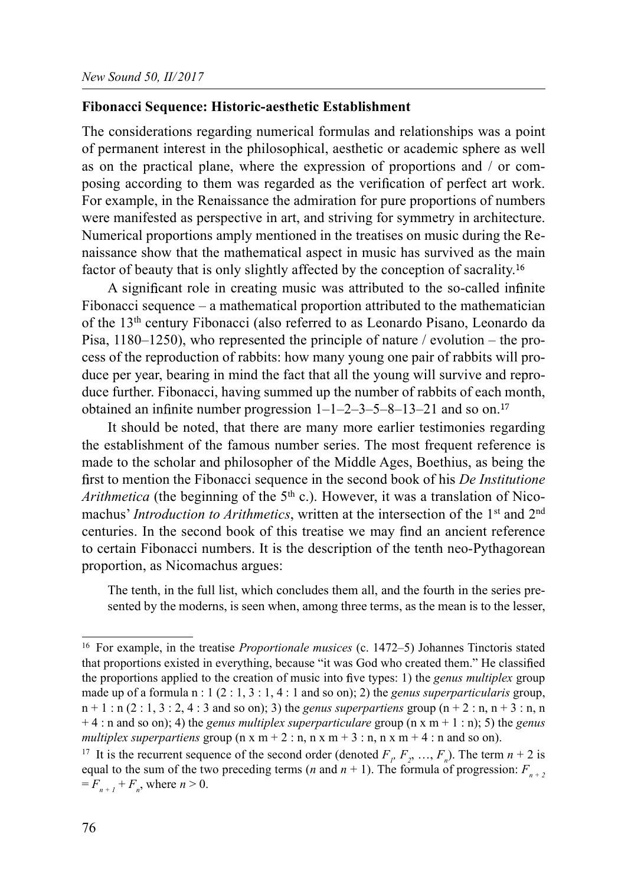### Fibonacci Sequence: Historic-aesthetic Establishment

The considerations regarding numerical formulas and relationships was a point of permanent interest in the philosophical, aesthetic or academic sphere as well as on the practical plane, where the expression of proportions and / or composing according to them was regarded as the verification of perfect art work. For example, in the Renaissance the admiration for pure proportions of numbers were manifested as perspective in art, and striving for symmetry in architecture. Numerical proportions amply mentioned in the treatises on music during the Renaissance show that the mathematical aspect in music has survived as the main factor of beauty that is only slightly affected by the conception of sacrality.[16]

A significant role in creating music was attributed to the so-called infinite Fibonacci sequence – a mathematical proportion attributed to the mathematician of the 13th century Fibonacci (also referred to as Leonardo Pisano, Leonardo da Pisa, 1180–1250), who represented the principle of nature / evolution – the process of the reproduction of rabbits: how many young one pair of rabbits will produce per year, bearing in mind the fact that all the young will survive and reproduce further. Fibonacci, having summed up the number of rabbits of each month, obtained an infinite number progression 1–1–2–3–5–8–13–21 and so on.[17]

It should be noted, that there are many more earlier testimonies regarding the establishment of the famous number series. The most frequent reference is made to the scholar and philosopher of the Middle Ages, Boethius, as being the first to mention the Fibonacci sequence in the second book of his *De Institutione Arithmetica* (the beginning of the 5th c.). However, it was a translation of Nicomachus' *Introduction to Arithmetics*, written at the intersection of the 1st and 2nd centuries. In the second book of this treatise we may find an ancient reference to certain Fibonacci numbers. It is the description of the tenth neo-Pythagorean proportion, as Nicomachus argues:

> The tenth, in the full list, which concludes them all, and the fourth in the series presented by the moderns, is seen when, among three terms, as the mean is to the lesser,

---

[16] For example, in the treatise *Proportionale musices* (c. 1472–5) Johannes Tinctoris stated that proportions existed in everything, because "it was God who created them." He classified the proportions applied to the creation of music into five types: 1) the *genus multiplex* group made up of a formula n : 1 (2 : 1, 3 : 1, 4 : 1 and so on); 2) the *genus superparticularis* group, n + 1 : n (2 : 1, 3 : 2, 4 : 3 and so on); 3) the *genus superpartiens* group (n + 2 : n, n + 3 : n, n + 4 : n and so on); 4) the *genus multiplex superparticulare* group (n x m + 1 : n); 5) the *genus multiplex superpartiens* group (n x m + 2 : n, n x m + 3 : n, n x m + 4 : n and so on).

[17] It is the recurrent sequence of the second order (denoted $F_1, F_2, \ldots, F_n$). The term $n + 2$ is equal to the sum of the two preceding terms ($n$ and $n + 1$). The formula of progression: $F_{n+2} = F_{n+1} + F_n$, where $n > 0$.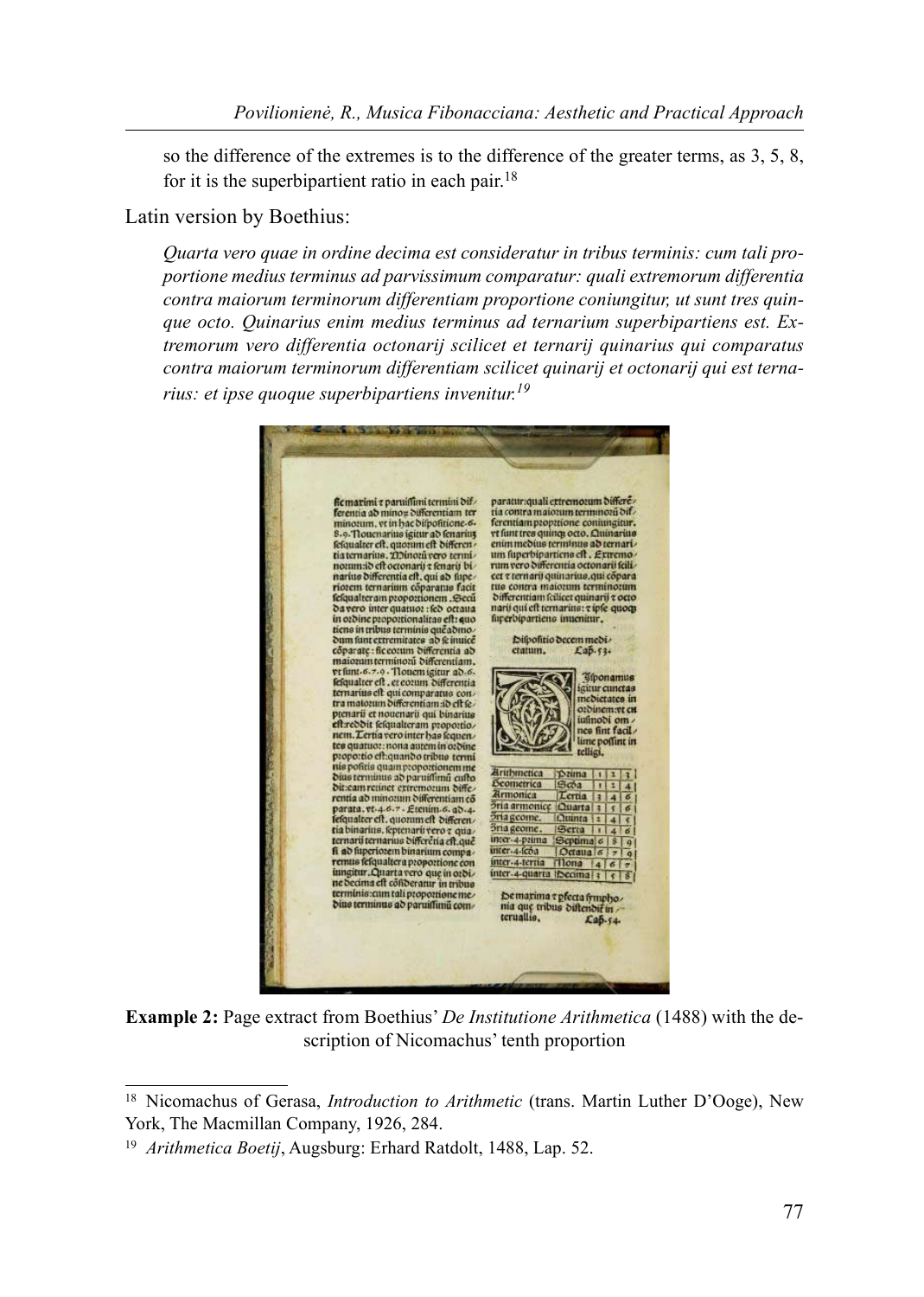so the difference of the extremes is to the difference of the greater terms, as 3, 5, 8, for it is the superbipartient ratio in each pair.[18]

Latin version by Boethius:

*Quarta vero quae in ordine decima est consideratur in tribus terminis: cum tali proportione medius terminus ad parvissimum comparatur: quali extremorum differentia contra maiorum terminorum differentiam proportione coniungitur, ut sunt tres quinque octo. Quinarius enim medius terminus ad ternarium superbipartiens est. Extremorum vero differentia octonarij scilicet et ternarij quinarius qui comparatus contra maiorum terminorum differentiam scilicet quinarij et octonarij qui est ternarius: et ipse quoque superbipartiens invenitur.*[19]

**Example 2:** Page extract from Boethius' *De Institutione Arithmetica* (1488) with the description of Nicomachus' tenth proportion

---

[18] Nicomachus of Gerasa, *Introduction to Arithmetic* (trans. Martin Luther D'Ooge), New York, The Macmillan Company, 1926, 284.

[19] *Arithmetica Boetij*, Augsburg: Erhard Ratdolt, 1488, Lap. 52.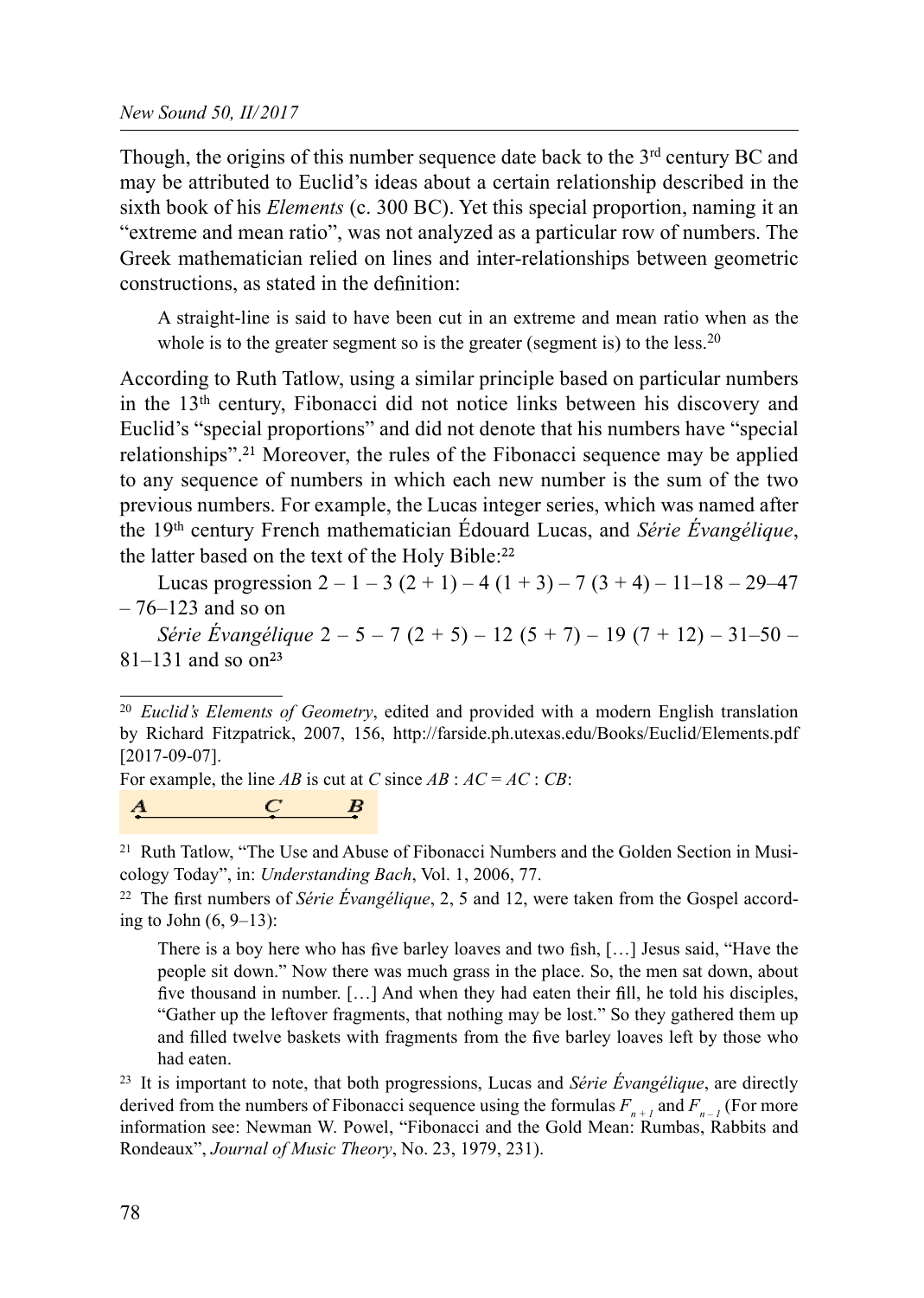Though, the origins of this number sequence date back to the 3rd century BC and may be attributed to Euclid's ideas about a certain relationship described in the sixth book of his *Elements* (c. 300 BC). Yet this special proportion, naming it an "extreme and mean ratio", was not analyzed as a particular row of numbers. The Greek mathematician relied on lines and inter-relationships between geometric constructions, as stated in the definition:

> A straight-line is said to have been cut in an extreme and mean ratio when as the whole is to the greater segment so is the greater (segment is) to the less.[20]

According to Ruth Tatlow, using a similar principle based on particular numbers in the 13th century, Fibonacci did not notice links between his discovery and Euclid's "special proportions" and did not denote that his numbers have "special relationships".[21] Moreover, the rules of the Fibonacci sequence may be applied to any sequence of numbers in which each new number is the sum of the two previous numbers. For example, the Lucas integer series, which was named after the 19th century French mathematician Édouard Lucas, and *Série Évangélique*, the latter based on the text of the Holy Bible:[22]

Lucas progression 2 – 1 – 3 (2 + 1) – 4 (1 + 3) – 7 (3 + 4) – 11–18 – 29–47 – 76–123 and so on

*Série Évangélique* 2 – 5 – 7 (2 + 5) – 12 (5 + 7) – 19 (7 + 12) – 31–50 – 81–131 and so on[23]

---

[20] *Euclid's Elements of Geometry*, edited and provided with a modern English translation by Richard Fitzpatrick, 2007, 156, http://farside.ph.utexas.edu/Books/Euclid/Elements.pdf [2017-09-07].

For example, the line *AB* is cut at *C* since *AB* : *AC* = *AC* : *CB*:

A ———————— C ———— B

[21] Ruth Tatlow, "The Use and Abuse of Fibonacci Numbers and the Golden Section in Musicology Today", in: *Understanding Bach*, Vol. 1, 2006, 77.

[22] The first numbers of *Série Évangélique*, 2, 5 and 12, were taken from the Gospel according to John (6, 9–13):

> There is a boy here who has five barley loaves and two fish, […] Jesus said, "Have the people sit down." Now there was much grass in the place. So, the men sat down, about five thousand in number. […] And when they had eaten their fill, he told his disciples, "Gather up the leftover fragments, that nothing may be lost." So they gathered them up and filled twelve baskets with fragments from the five barley loaves left by those who had eaten.

[23] It is important to note, that both progressions, Lucas and *Série Évangélique*, are directly derived from the numbers of Fibonacci sequence using the formulas $F_{n+1}$ and $F_{n-1}$ (For more information see: Newman W. Powel, "Fibonacci and the Gold Mean: Rumbas, Rabbits and Rondeaux", *Journal of Music Theory*, No. 23, 1979, 231).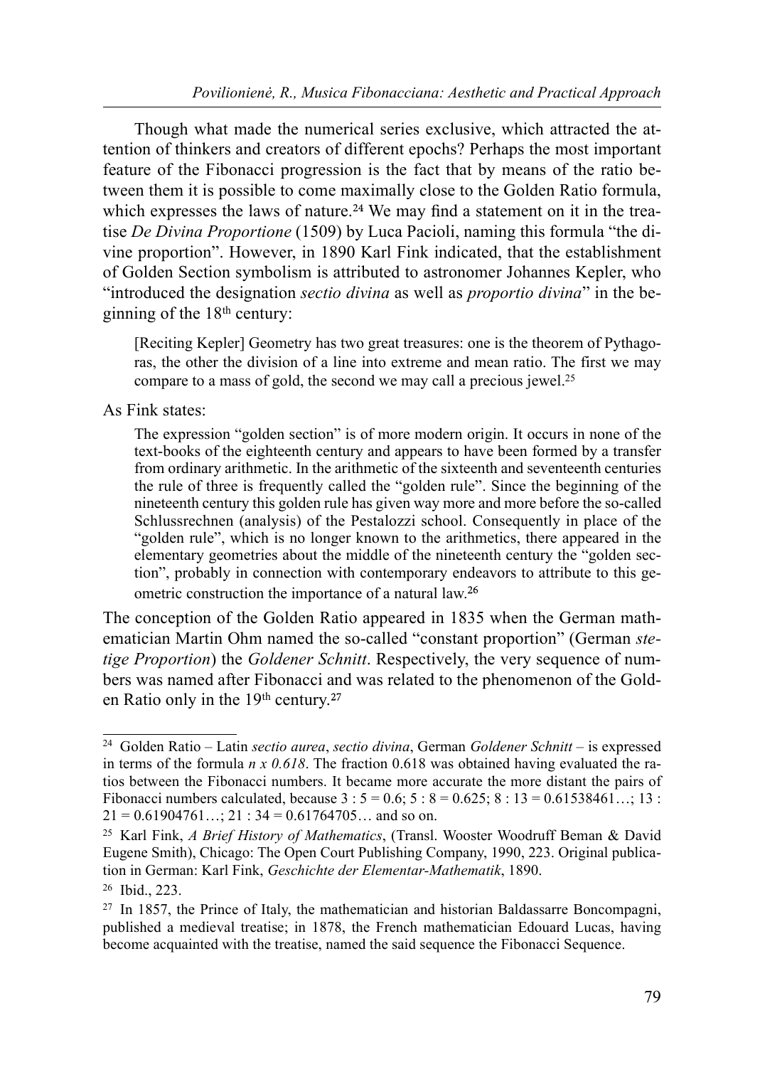Though what made the numerical series exclusive, which attracted the attention of thinkers and creators of different epochs? Perhaps the most important feature of the Fibonacci progression is the fact that by means of the ratio between them it is possible to come maximally close to the Golden Ratio formula, which expresses the laws of nature.[24] We may find a statement on it in the treatise *De Divina Proportione* (1509) by Luca Pacioli, naming this formula "the divine proportion". However, in 1890 Karl Fink indicated, that the establishment of Golden Section symbolism is attributed to astronomer Johannes Kepler, who "introduced the designation *sectio divina* as well as *proportio divina*" in the beginning of the 18th century:

> [Reciting Kepler] Geometry has two great treasures: one is the theorem of Pythagoras, the other the division of a line into extreme and mean ratio. The first we may compare to a mass of gold, the second we may call a precious jewel.[25]

As Fink states:

> The expression "golden section" is of more modern origin. It occurs in none of the text-books of the eighteenth century and appears to have been formed by a transfer from ordinary arithmetic. In the arithmetic of the sixteenth and seventeenth centuries the rule of three is frequently called the "golden rule". Since the beginning of the nineteenth century this golden rule has given way more and more before the so-called Schlussrechnen (analysis) of the Pestalozzi school. Consequently in place of the "golden rule", which is no longer known to the arithmetics, there appeared in the elementary geometries about the middle of the nineteenth century the "golden section", probably in connection with contemporary endeavors to attribute to this geometric construction the importance of a natural law.[26]

The conception of the Golden Ratio appeared in 1835 when the German mathematician Martin Ohm named the so-called "constant proportion" (German *stetige Proportion*) the *Goldener Schnitt*. Respectively, the very sequence of numbers was named after Fibonacci and was related to the phenomenon of the Golden Ratio only in the 19th century.[27]

---

[24] Golden Ratio – Latin *sectio aurea*, *sectio divina*, German *Goldener Schnitt* – is expressed in terms of the formula $n \times 0.618$. The fraction 0.618 was obtained having evaluated the ratios between the Fibonacci numbers. It became more accurate the more distant the pairs of Fibonacci numbers calculated, because 3 : 5 = 0.6; 5 : 8 = 0.625; 8 : 13 = 0.61538461…; 13 : 21 = 0.61904761…; 21 : 34 = 0.61764705… and so on.

[25] Karl Fink, *A Brief History of Mathematics*, (Transl. Wooster Woodruff Beman & David Eugene Smith), Chicago: The Open Court Publishing Company, 1990, 223. Original publication in German: Karl Fink, *Geschichte der Elementar-Mathematik*, 1890.

[26] Ibid., 223.

[27] In 1857, the Prince of Italy, the mathematician and historian Baldassarre Boncompagni, published a medieval treatise; in 1878, the French mathematician Edouard Lucas, having become acquainted with the treatise, named the said sequence the Fibonacci Sequence.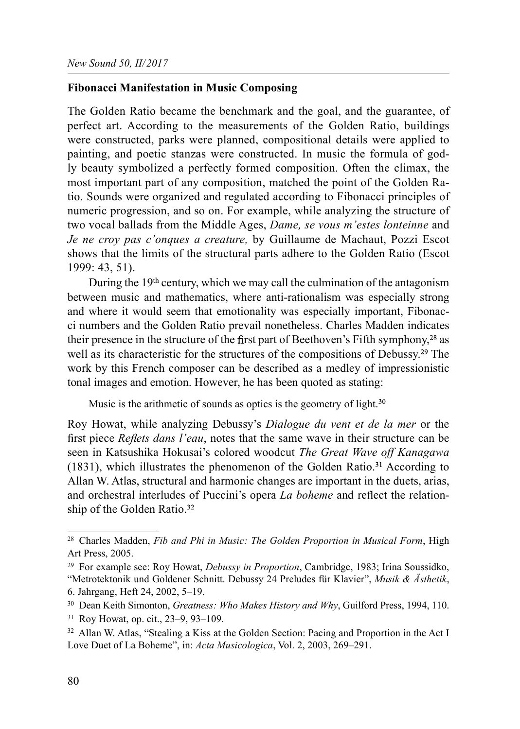## Fibonacci Manifestation in Music Composing

The Golden Ratio became the benchmark and the goal, and the guarantee, of perfect art. According to the measurements of the Golden Ratio, buildings were constructed, parks were planned, compositional details were applied to painting, and poetic stanzas were constructed. In music the formula of godly beauty symbolized a perfectly formed composition. Often the climax, the most important part of any composition, matched the point of the Golden Ratio. Sounds were organized and regulated according to Fibonacci principles of numeric progression, and so on. For example, while analyzing the structure of two vocal ballads from the Middle Ages, *Dame, se vous m'estes lonteinne* and *Je ne croy pas c'onques a creature,* by Guillaume de Machaut, Pozzi Escot shows that the limits of the structural parts adhere to the Golden Ratio (Escot 1999: 43, 51).

During the 19th century, which we may call the culmination of the antagonism between music and mathematics, where anti-rationalism was especially strong and where it would seem that emotionality was especially important, Fibonacci numbers and the Golden Ratio prevail nonetheless. Charles Madden indicates their presence in the structure of the first part of Beethoven's Fifth symphony,[28] as well as its characteristic for the structures of the compositions of Debussy.[29] The work by this French composer can be described as a medley of impressionistic tonal images and emotion. However, he has been quoted as stating:

> Music is the arithmetic of sounds as optics is the geometry of light.[30]

Roy Howat, while analyzing Debussy's *Dialogue du vent et de la mer* or the first piece *Reflets dans l'eau*, notes that the same wave in their structure can be seen in Katsushika Hokusai's colored woodcut *The Great Wave off Kanagawa* (1831), which illustrates the phenomenon of the Golden Ratio.[31] According to Allan W. Atlas, structural and harmonic changes are important in the duets, arias, and orchestral interludes of Puccini's opera *La boheme* and reflect the relationship of the Golden Ratio.[32]

---

[28] Charles Madden, *Fib and Phi in Music: The Golden Proportion in Musical Form*, High Art Press, 2005.

[29] For example see: Roy Howat, *Debussy in Proportion*, Cambridge, 1983; Irina Soussidko, "Metrotektonik und Goldener Schnitt. Debussy 24 Preludes für Klavier", *Musik & Ästhetik*, 6. Jahrgang, Heft 24, 2002, 5–19.

[30] Dean Keith Simonton, *Greatness: Who Makes History and Why*, Guilford Press, 1994, 110.

[31] Roy Howat, op. cit., 23–9, 93–109.

[32] Allan W. Atlas, "Stealing a Kiss at the Golden Section: Pacing and Proportion in the Act I Love Duet of La Boheme", in: *Acta Musicologica*, Vol. 2, 2003, 269–291.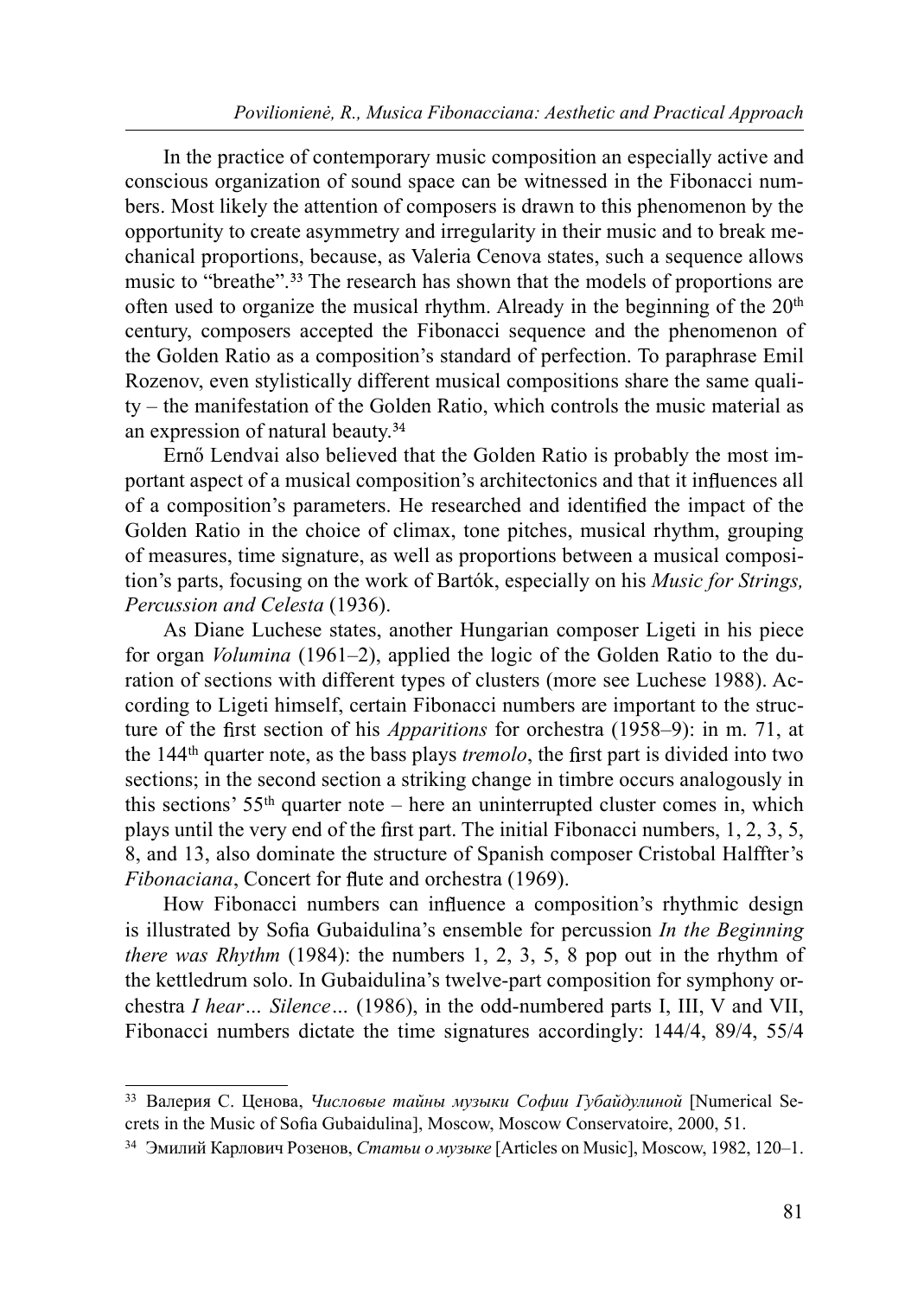In the practice of contemporary music composition an especially active and conscious organization of sound space can be witnessed in the Fibonacci numbers. Most likely the attention of composers is drawn to this phenomenon by the opportunity to create asymmetry and irregularity in their music and to break mechanical proportions, because, as Valeria Cenova states, such a sequence allows music to "breathe".[33] The research has shown that the models of proportions are often used to organize the musical rhythm. Already in the beginning of the 20th century, composers accepted the Fibonacci sequence and the phenomenon of the Golden Ratio as a composition's standard of perfection. To paraphrase Emil Rozenov, even stylistically different musical compositions share the same quality – the manifestation of the Golden Ratio, which controls the music material as an expression of natural beauty.[34]

Ernő Lendvai also believed that the Golden Ratio is probably the most important aspect of a musical composition's architectonics and that it influences all of a composition's parameters. He researched and identified the impact of the Golden Ratio in the choice of climax, tone pitches, musical rhythm, grouping of measures, time signature, as well as proportions between a musical composition's parts, focusing on the work of Bartók, especially on his *Music for Strings, Percussion and Celesta* (1936).

As Diane Luchese states, another Hungarian composer Ligeti in his piece for organ *Volumina* (1961–2), applied the logic of the Golden Ratio to the duration of sections with different types of clusters (more see Luchese 1988). According to Ligeti himself, certain Fibonacci numbers are important to the structure of the first section of his *Apparitions* for orchestra (1958–9): in m. 71, at the 144th quarter note, as the bass plays *tremolo*, the first part is divided into two sections; in the second section a striking change in timbre occurs analogously in this sections' 55th quarter note – here an uninterrupted cluster comes in, which plays until the very end of the first part. The initial Fibonacci numbers, 1, 2, 3, 5, 8, and 13, also dominate the structure of Spanish composer Cristobal Halffter's *Fibonaciana*, Concert for flute and orchestra (1969).

How Fibonacci numbers can influence a composition's rhythmic design is illustrated by Sofia Gubaidulina's ensemble for percussion *In the Beginning there was Rhythm* (1984): the numbers 1, 2, 3, 5, 8 pop out in the rhythm of the kettledrum solo. In Gubaidulina's twelve-part composition for symphony orchestra *I hear… Silence…* (1986), in the odd-numbered parts I, III, V and VII, Fibonacci numbers dictate the time signatures accordingly: 144/4, 89/4, 55/4

---

[33] Валерия С. Ценова, *Числовые тайны музыки Софии Губайдулиной* [Numerical Secrets in the Music of Sofia Gubaidulina], Moscow, Moscow Conservatoire, 2000, 51.

[34] Эмилий Карлович Розенов, *Статьи о музыке* [Articles on Music], Moscow, 1982, 120–1.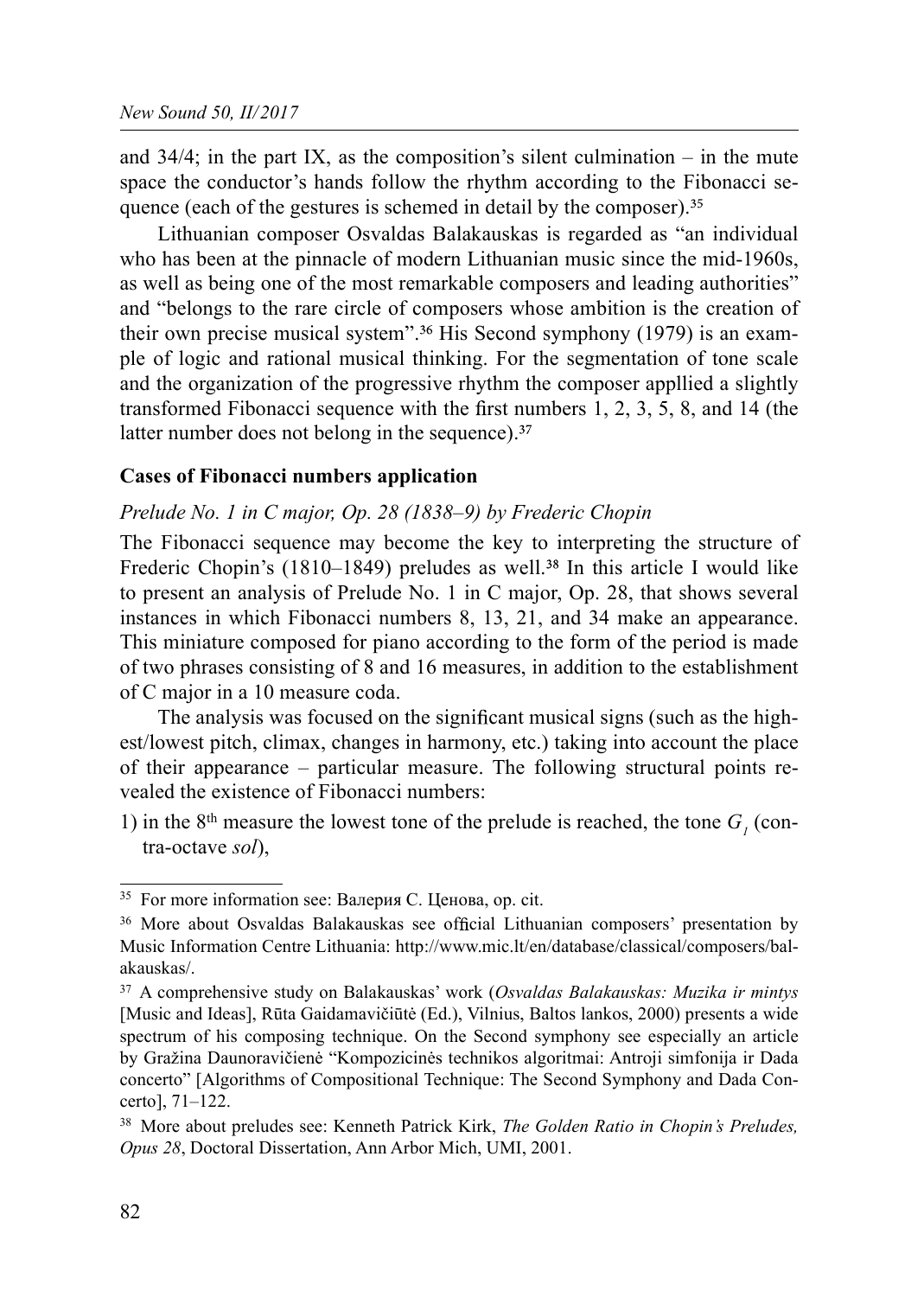and 34/4; in the part IX, as the composition's silent culmination – in the mute space the conductor's hands follow the rhythm according to the Fibonacci sequence (each of the gestures is schemed in detail by the composer).[35]

Lithuanian composer Osvaldas Balakauskas is regarded as "an individual who has been at the pinnacle of modern Lithuanian music since the mid-1960s, as well as being one of the most remarkable composers and leading authorities" and "belongs to the rare circle of composers whose ambition is the creation of their own precise musical system".[36] His Second symphony (1979) is an example of logic and rational musical thinking. For the segmentation of tone scale and the organization of the progressive rhythm the composer appllied a slightly transformed Fibonacci sequence with the first numbers 1, 2, 3, 5, 8, and 14 (the latter number does not belong in the sequence).[37]

### Cases of Fibonacci numbers application

#### *Prelude No. 1 in C major, Op. 28 (1838–9) by Frederic Chopin*

The Fibonacci sequence may become the key to interpreting the structure of Frederic Chopin's (1810–1849) preludes as well.[38] In this article I would like to present an analysis of Prelude No. 1 in C major, Op. 28, that shows several instances in which Fibonacci numbers 8, 13, 21, and 34 make an appearance. This miniature composed for piano according to the form of the period is made of two phrases consisting of 8 and 16 measures, in addition to the establishment of C major in a 10 measure coda.

The analysis was focused on the significant musical signs (such as the highest/lowest pitch, climax, changes in harmony, etc.) taking into account the place of their appearance – particular measure. The following structural points revealed the existence of Fibonacci numbers:

1) in the 8th measure the lowest tone of the prelude is reached, the tone $G_1$ (contra-octave *sol*),

---

[35] For more information see: Валерия С. Ценова, op. cit.

[36] More about Osvaldas Balakauskas see official Lithuanian composers' presentation by Music Information Centre Lithuania: http://www.mic.lt/en/database/classical/composers/balakauskas/.

[37] A comprehensive study on Balakauskas' work (*Osvaldas Balakauskas: Muzika ir mintys* [Music and Ideas], Rūta Gaidamavičiūtė (Ed.), Vilnius, Baltos lankos, 2000) presents a wide spectrum of his composing technique. On the Second symphony see especially an article by Gražina Daunoravičienė "Kompozicinės technikos algoritmai: Antroji simfonija ir Dada concerto" [Algorithms of Compositional Technique: The Second Symphony and Dada Concerto], 71–122.

[38] More about preludes see: Kenneth Patrick Kirk, *The Golden Ratio in Chopin's Preludes, Opus 28*, Doctoral Dissertation, Ann Arbor Mich, UMI, 2001.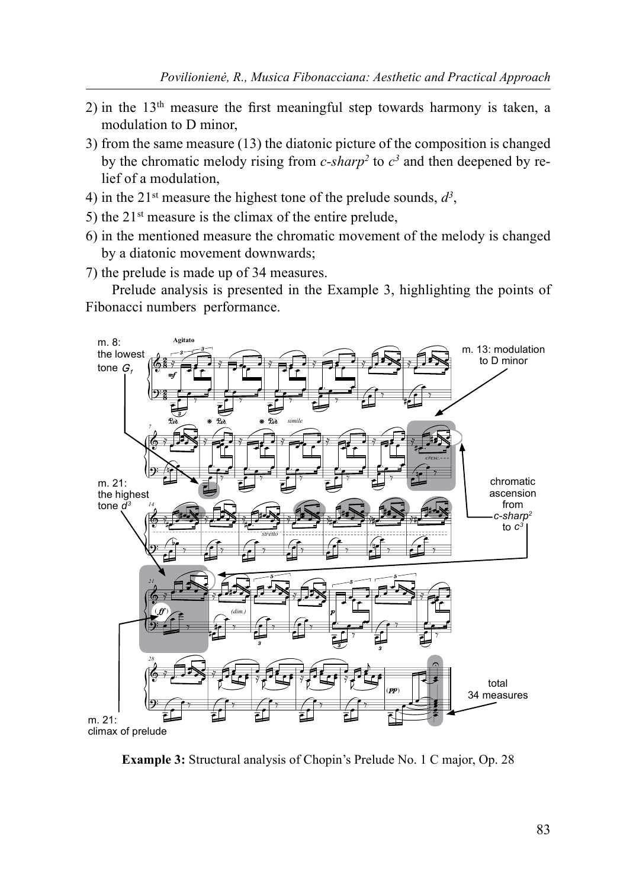2) in the 13th measure the first meaningful step towards harmony is taken, a modulation to D minor,
3) from the same measure (13) the diatonic picture of the composition is changed by the chromatic melody rising from *c-sharp*$^2$ to *c*$^3$ and then deepened by relief of a modulation,
4) in the 21st measure the highest tone of the prelude sounds, *d*$^3$,
5) the 21st measure is the climax of the entire prelude,
6) in the mentioned measure the chromatic movement of the melody is changed by a diatonic movement downwards;
7) the prelude is made up of 34 measures.

Prelude analysis is presented in the Example 3, highlighting the points of Fibonacci numbers performance.

**Example 3:** Structural analysis of Chopin's Prelude No. 1 C major, Op. 28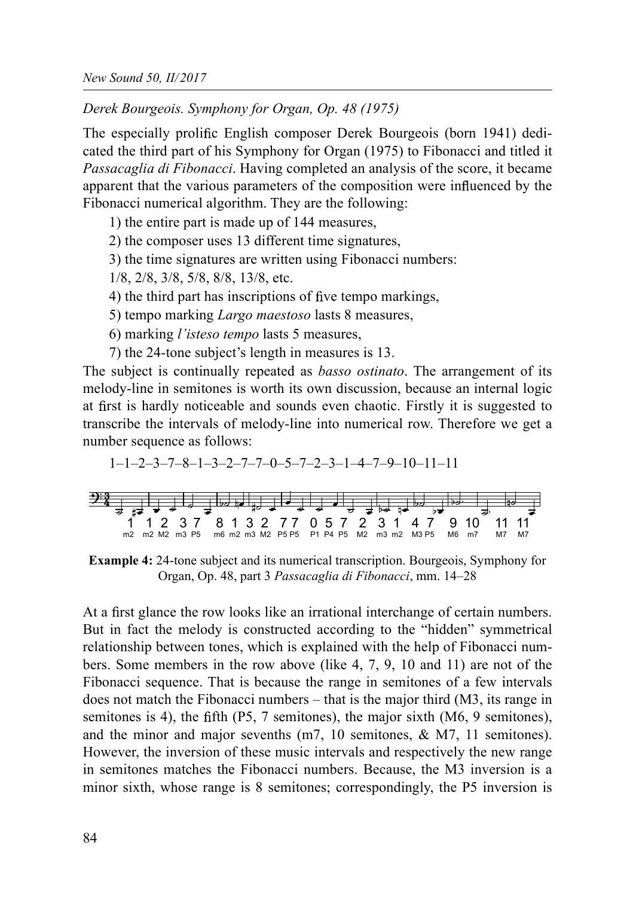*Derek Bourgeois. Symphony for Organ, Op. 48 (1975)*

The especially prolific English composer Derek Bourgeois (born 1941) dedicated the third part of his Symphony for Organ (1975) to Fibonacci and titled it *Passacaglia di Fibonacci*. Having completed an analysis of the score, it became apparent that the various parameters of the composition were influenced by the Fibonacci numerical algorithm. They are the following:

1) the entire part is made up of 144 measures,
2) the composer uses 13 different time signatures,
3) the time signatures are written using Fibonacci numbers:
1/8, 2/8, 3/8, 5/8, 8/8, 13/8, etc.
4) the third part has inscriptions of five tempo markings,
5) tempo marking *Largo maestoso* lasts 8 measures,
6) marking *l'isteso tempo* lasts 5 measures,
7) the 24-tone subject's length in measures is 13.

The subject is continually repeated as *basso ostinato*. The arrangement of its melody-line in semitones is worth its own discussion, because an internal logic at first is hardly noticeable and sounds even chaotic. Firstly it is suggested to transcribe the intervals of melody-line into numerical row. Therefore we get a number sequence as follows:

1–1–2–3–7–8–1–3–2–7–7–0–5–7–2–3–1–4–7–9–10–11–11

**Example 4:** 24-tone subject and its numerical transcription. Bourgeois, Symphony for Organ, Op. 48, part 3 *Passacaglia di Fibonacci*, mm. 14–28

At a first glance the row looks like an irrational interchange of certain numbers. But in fact the melody is constructed according to the "hidden" symmetrical relationship between tones, which is explained with the help of Fibonacci numbers. Some members in the row above (like 4, 7, 9, 10 and 11) are not of the Fibonacci sequence. That is because the range in semitones of a few intervals does not match the Fibonacci numbers – that is the major third (M3, its range in semitones is 4), the fifth (P5, 7 semitones), the major sixth (M6, 9 semitones), and the minor and major sevenths (m7, 10 semitones, & M7, 11 semitones). However, the inversion of these music intervals and respectively the new range in semitones matches the Fibonacci numbers. Because, the M3 inversion is a minor sixth, whose range is 8 semitones; correspondingly, the P5 inversion is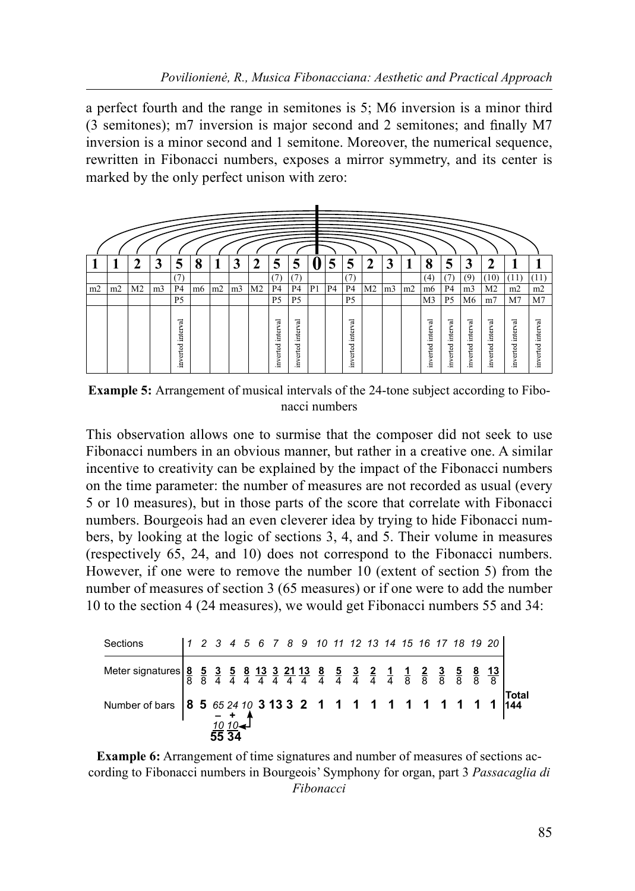a perfect fourth and the range in semitones is 5; M6 inversion is a minor third (3 semitones); m7 inversion is major second and 2 semitones; and finally M7 inversion is a minor second and 1 semitone. Moreover, the numerical sequence, rewritten in Fibonacci numbers, exposes a mirror symmetry, and its center is marked by the only perfect unison with zero:

| 1 | 1 | 2 | 3 | 5 | 8 | 1 | 3 | 2 | 5 | 5 | 0 | 5 | 5 | 2 | 3 | 1 | 8 | 5 | 3 | 2 | 1 | 1 |
|---|---|---|---|---|---|---|---|---|---|---|---|---|---|---|---|---|---|---|---|---|---|---|
| | | | | (7) | | | | | (7) | (7) | | | (7) | | | | (4) | (7) | (9) | (10) | (11) | (11) |
| m2 | m2 | M2 | m3 | P4 | m6 | m2 | m3 | M2 | P4 | P4 | P1 | P4 | P4 | M2 | m3 | m2 | m6 | P4 | m3 | M2 | m2 | m2 |
| | | | | P5 | | | | | P5 | P5 | | | P5 | | | | M3 | P5 | M6 | m7 | M7 | M7 |
| | | | | inverted interval | | | | | inverted interval | inverted interval | | | inverted interval | | | | inverted interval | inverted interval | inverted interval | inverted interval | inverted interval | inverted interval |

**Example 5:** Arrangement of musical intervals of the 24-tone subject according to Fibonacci numbers

This observation allows one to surmise that the composer did not seek to use Fibonacci numbers in an obvious manner, but rather in a creative one. A similar incentive to creativity can be explained by the impact of the Fibonacci numbers on the time parameter: the number of measures are not recorded as usual (every 5 or 10 measures), but in those parts of the score that correlate with Fibonacci numbers. Bourgeois had an even cleverer idea by trying to hide Fibonacci numbers, by looking at the logic of sections 3, 4, and 5. Their volume in measures (respectively 65, 24, and 10) does not correspond to the Fibonacci numbers. However, if one were to remove the number 10 (extent of section 5) from the number of measures of section 3 (65 measures) or if one were to add the number 10 to the section 4 (24 measures), we would get Fibonacci numbers 55 and 34:

| Sections | 1 | 2 | 3 | 4 | 5 | 6 | 7 | 8 | 9 | 10 | 11 | 12 | 13 | 14 | 15 | 16 | 17 | 18 | 19 | 20 | |
|---|---|---|---|---|---|---|---|---|---|---|---|---|---|---|---|---|---|---|---|---|---|
| Meter signatures | 8/8 | 5/8 | 3/4 | 5/4 | 8/4 | 13/4 | 3/4 | 21/4 | 13/4 | 8/4 | 5/4 | 3/4 | 2/4 | 1/4 | 1/8 | 2/8 | 3/8 | 5/8 | 8/8 | 13/8 | |
| Number of bars | **8** | **5** | *65* − *10* = **55** | *24* + *10* = **34** | *10* | **3** | **13** | **3** | **2** | **1** | **1** | **1** | **1** | **1** | **1** | **1** | **1** | **1** | **1** | **1** | **Total 144** |

**Example 6:** Arrangement of time signatures and number of measures of sections according to Fibonacci numbers in Bourgeois' Symphony for organ, part 3 *Passacaglia di Fibonacci*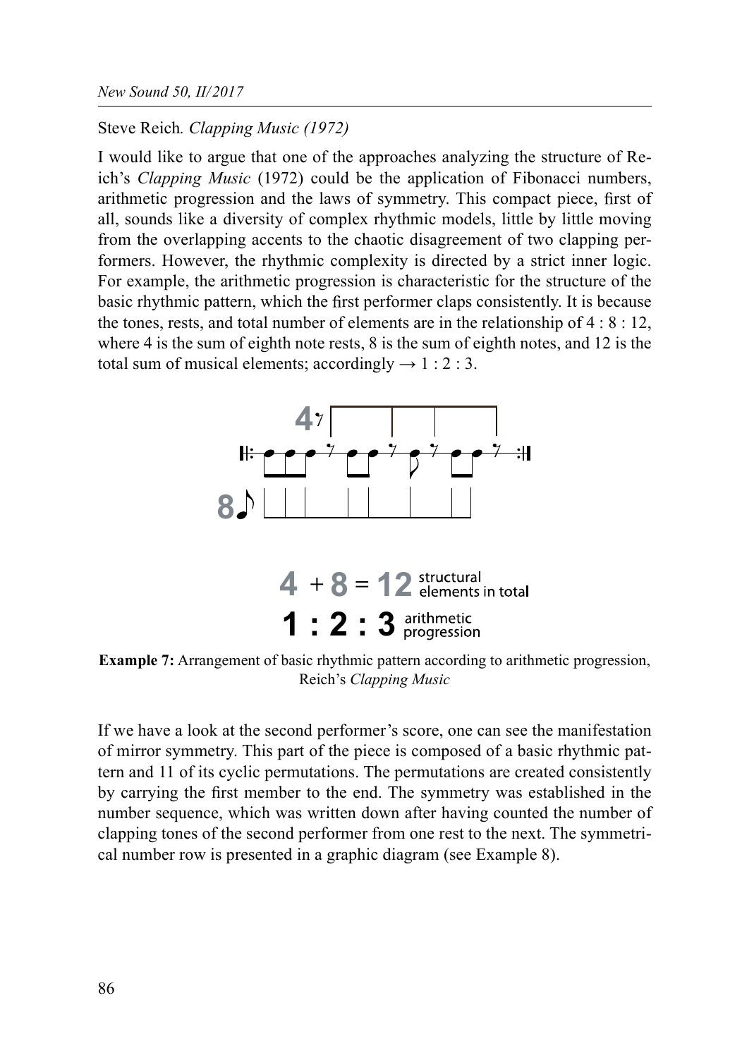Steve Reich. *Clapping Music (1972)*

I would like to argue that one of the approaches analyzing the structure of Reich's *Clapping Music* (1972) could be the application of Fibonacci numbers, arithmetic progression and the laws of symmetry. This compact piece, first of all, sounds like a diversity of complex rhythmic models, little by little moving from the overlapping accents to the chaotic disagreement of two clapping performers. However, the rhythmic complexity is directed by a strict inner logic. For example, the arithmetic progression is characteristic for the structure of the basic rhythmic pattern, which the first performer claps consistently. It is because the tones, rests, and total number of elements are in the relationship of 4 : 8 : 12, where 4 is the sum of eighth note rests, 8 is the sum of eighth notes, and 12 is the total sum of musical elements; accordingly → 1 : 2 : 3.

4 + 8 = 12 structural elements in total

1 : 2 : 3 arithmetic progression

**Example 7:** Arrangement of basic rhythmic pattern according to arithmetic progression, Reich's *Clapping Music*

If we have a look at the second performer's score, one can see the manifestation of mirror symmetry. This part of the piece is composed of a basic rhythmic pattern and 11 of its cyclic permutations. The permutations are created consistently by carrying the first member to the end. The symmetry was established in the number sequence, which was written down after having counted the number of clapping tones of the second performer from one rest to the next. The symmetrical number row is presented in a graphic diagram (see Example 8).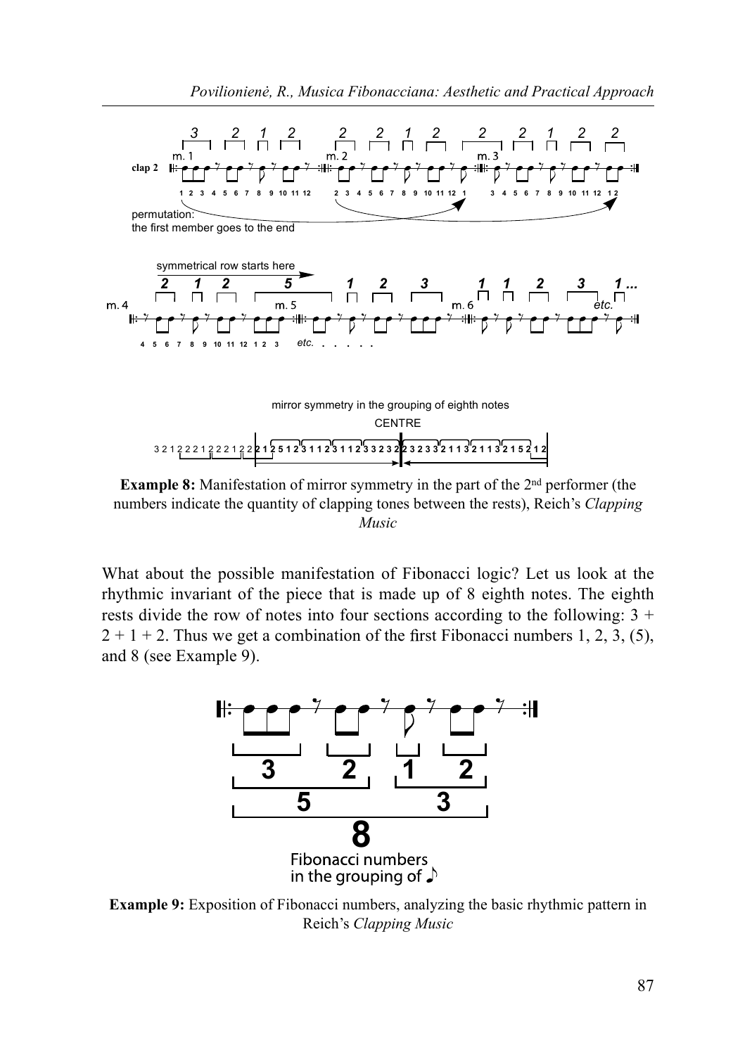**Example 8:** Manifestation of mirror symmetry in the part of the 2nd performer (the numbers indicate the quantity of clapping tones between the rests), Reich's *Clapping Music*

What about the possible manifestation of Fibonacci logic? Let us look at the rhythmic invariant of the piece that is made up of 8 eighth notes. The eighth rests divide the row of notes into four sections according to the following: 3 + 2 + 1 + 2. Thus we get a combination of the first Fibonacci numbers 1, 2, 3, (5), and 8 (see Example 9).

**Example 9:** Exposition of Fibonacci numbers, analyzing the basic rhythmic pattern in Reich's *Clapping Music*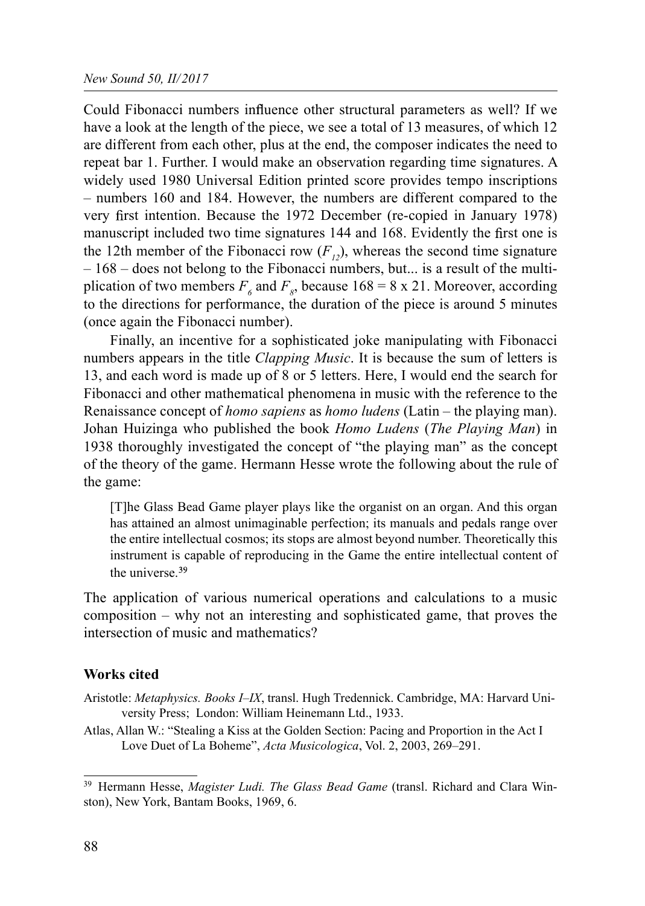Could Fibonacci numbers influence other structural parameters as well? If we have a look at the length of the piece, we see a total of 13 measures, of which 12 are different from each other, plus at the end, the composer indicates the need to repeat bar 1. Further. I would make an observation regarding time signatures. A widely used 1980 Universal Edition printed score provides tempo inscriptions – numbers 160 and 184. However, the numbers are different compared to the very first intention. Because the 1972 December (re-copied in January 1978) manuscript included two time signatures 144 and 168. Evidently the first one is the 12th member of the Fibonacci row ($F_{12}$), whereas the second time signature – 168 – does not belong to the Fibonacci numbers, but... is a result of the multiplication of two members $F_6$ and $F_8$, because 168 = 8 x 21. Moreover, according to the directions for performance, the duration of the piece is around 5 minutes (once again the Fibonacci number).

Finally, an incentive for a sophisticated joke manipulating with Fibonacci numbers appears in the title *Clapping Music*. It is because the sum of letters is 13, and each word is made up of 8 or 5 letters. Here, I would end the search for Fibonacci and other mathematical phenomena in music with the reference to the Renaissance concept of *homo sapiens* as *homo ludens* (Latin – the playing man). Johan Huizinga who published the book *Homo Ludens* (*The Playing Man*) in 1938 thoroughly investigated the concept of "the playing man" as the concept of the theory of the game. Hermann Hesse wrote the following about the rule of the game:

> [T]he Glass Bead Game player plays like the organist on an organ. And this organ has attained an almost unimaginable perfection; its manuals and pedals range over the entire intellectual cosmos; its stops are almost beyond number. Theoretically this instrument is capable of reproducing in the Game the entire intellectual content of the universe.[39]

The application of various numerical operations and calculations to a music composition – why not an interesting and sophisticated game, that proves the intersection of music and mathematics?

### Works cited

Aristotle: *Metaphysics. Books I–IX*, transl. Hugh Tredennick. Cambridge, MA: Harvard University Press; London: William Heinemann Ltd., 1933.

Atlas, Allan W.: "Stealing a Kiss at the Golden Section: Pacing and Proportion in the Act I Love Duet of La Boheme", *Acta Musicologica*, Vol. 2, 2003, 269–291.

---

[39] Hermann Hesse, *Magister Ludi. The Glass Bead Game* (transl. Richard and Clara Winston), New York, Bantam Books, 1969, 6.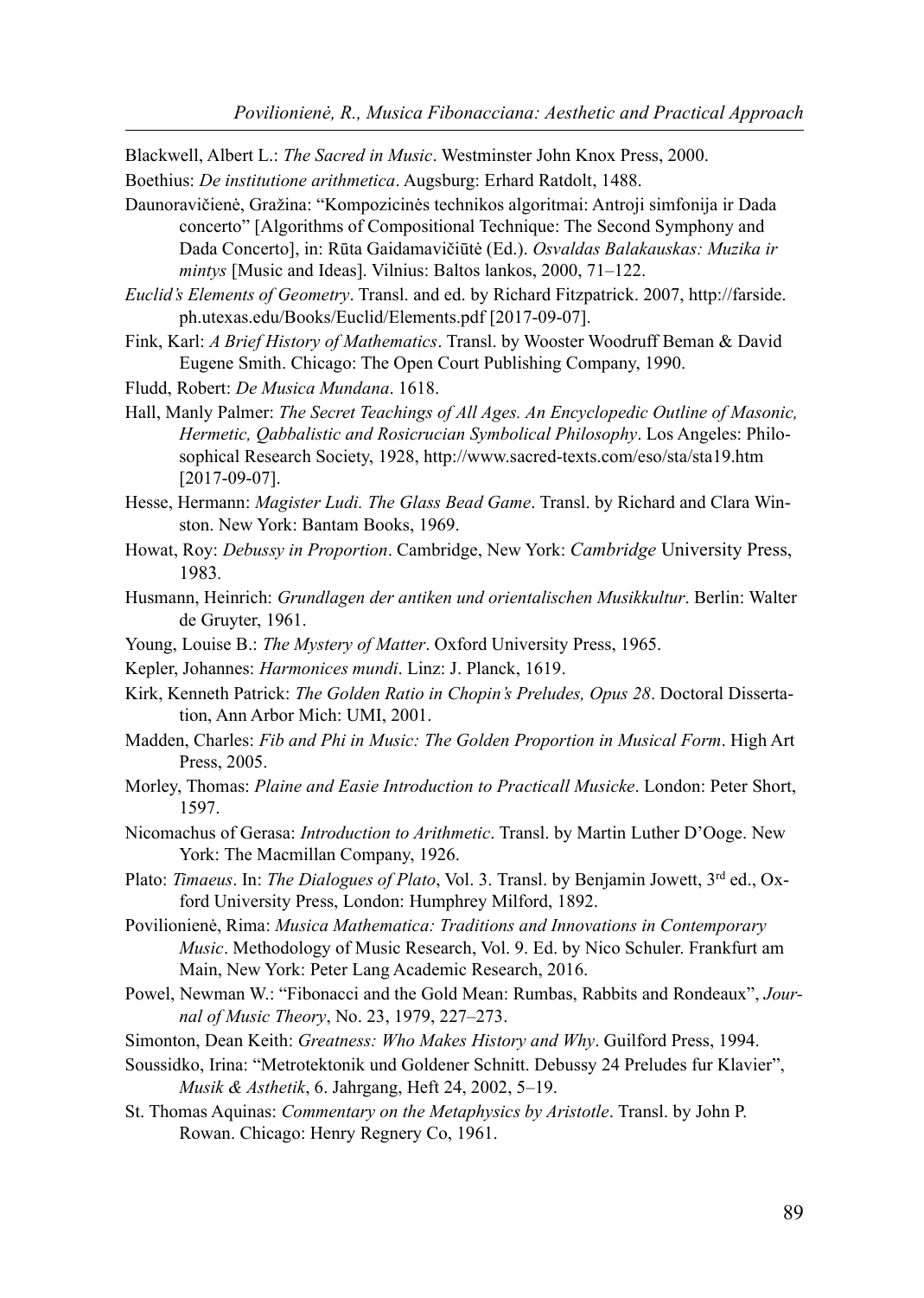Blackwell, Albert L.: *The Sacred in Music*. Westminster John Knox Press, 2000.

Boethius: *De institutione arithmetica*. Augsburg: Erhard Ratdolt, 1488.

Daunoravičienė, Gražina: "Kompozicinės technikos algoritmai: Antroji simfonija ir Dada concerto" [Algorithms of Compositional Technique: The Second Symphony and Dada Concerto], in: Rūta Gaidamavičiūtė (Ed.). *Osvaldas Balakauskas: Muzika ir mintys* [Music and Ideas]. Vilnius: Baltos lankos, 2000, 71–122.

*Euclid's Elements of Geometry*. Transl. and ed. by Richard Fitzpatrick. 2007, http://farside.ph.utexas.edu/Books/Euclid/Elements.pdf [2017-09-07].

Fink, Karl: *A Brief History of Mathematics*. Transl. by Wooster Woodruff Beman & David Eugene Smith. Chicago: The Open Court Publishing Company, 1990.

Fludd, Robert: *De Musica Mundana*. 1618.

Hall, Manly Palmer: *The Secret Teachings of All Ages. An Encyclopedic Outline of Masonic, Hermetic, Qabbalistic and Rosicrucian Symbolical Philosophy*. Los Angeles: Philosophical Research Society, 1928, http://www.sacred-texts.com/eso/sta/sta19.htm [2017-09-07].

Hesse, Hermann: *Magister Ludi. The Glass Bead Game*. Transl. by Richard and Clara Winston. New York: Bantam Books, 1969.

Howat, Roy: *Debussy in Proportion*. Cambridge, New York: *Cambridge* University Press, 1983.

Husmann, Heinrich: *Grundlagen der antiken und orientalischen Musikkultur*. Berlin: Walter de Gruyter, 1961.

Young, Louise B.: *The Mystery of Matter*. Oxford University Press, 1965.

Kepler, Johannes: *Harmonices mundi*. Linz: J. Planck, 1619.

Kirk, Kenneth Patrick: *The Golden Ratio in Chopin's Preludes, Opus 28*. Doctoral Dissertation, Ann Arbor Mich: UMI, 2001.

Madden, Charles: *Fib and Phi in Music: The Golden Proportion in Musical Form*. High Art Press, 2005.

Morley, Thomas: *Plaine and Easie Introduction to Practicall Musicke*. London: Peter Short, 1597.

Nicomachus of Gerasa: *Introduction to Arithmetic*. Transl. by Martin Luther D'Ooge. New York: The Macmillan Company, 1926.

Plato: *Timaeus*. In: *The Dialogues of Plato*, Vol. 3. Transl. by Benjamin Jowett, 3rd ed., Oxford University Press, London: Humphrey Milford, 1892.

Povilionienė, Rima: *Musica Mathematica: Traditions and Innovations in Contemporary Music*. Methodology of Music Research, Vol. 9. Ed. by Nico Schuler. Frankfurt am Main, New York: Peter Lang Academic Research, 2016.

Powel, Newman W.: "Fibonacci and the Gold Mean: Rumbas, Rabbits and Rondeaux", *Journal of Music Theory*, No. 23, 1979, 227–273.

Simonton, Dean Keith: *Greatness: Who Makes History and Why*. Guilford Press, 1994.

Soussidko, Irina: "Metrotektonik und Goldener Schnitt. Debussy 24 Preludes fur Klavier", *Musik & Asthetik*, 6. Jahrgang, Heft 24, 2002, 5–19.

St. Thomas Aquinas: *Commentary on the Metaphysics by Aristotle*. Transl. by John P. Rowan. Chicago: Henry Regnery Co, 1961.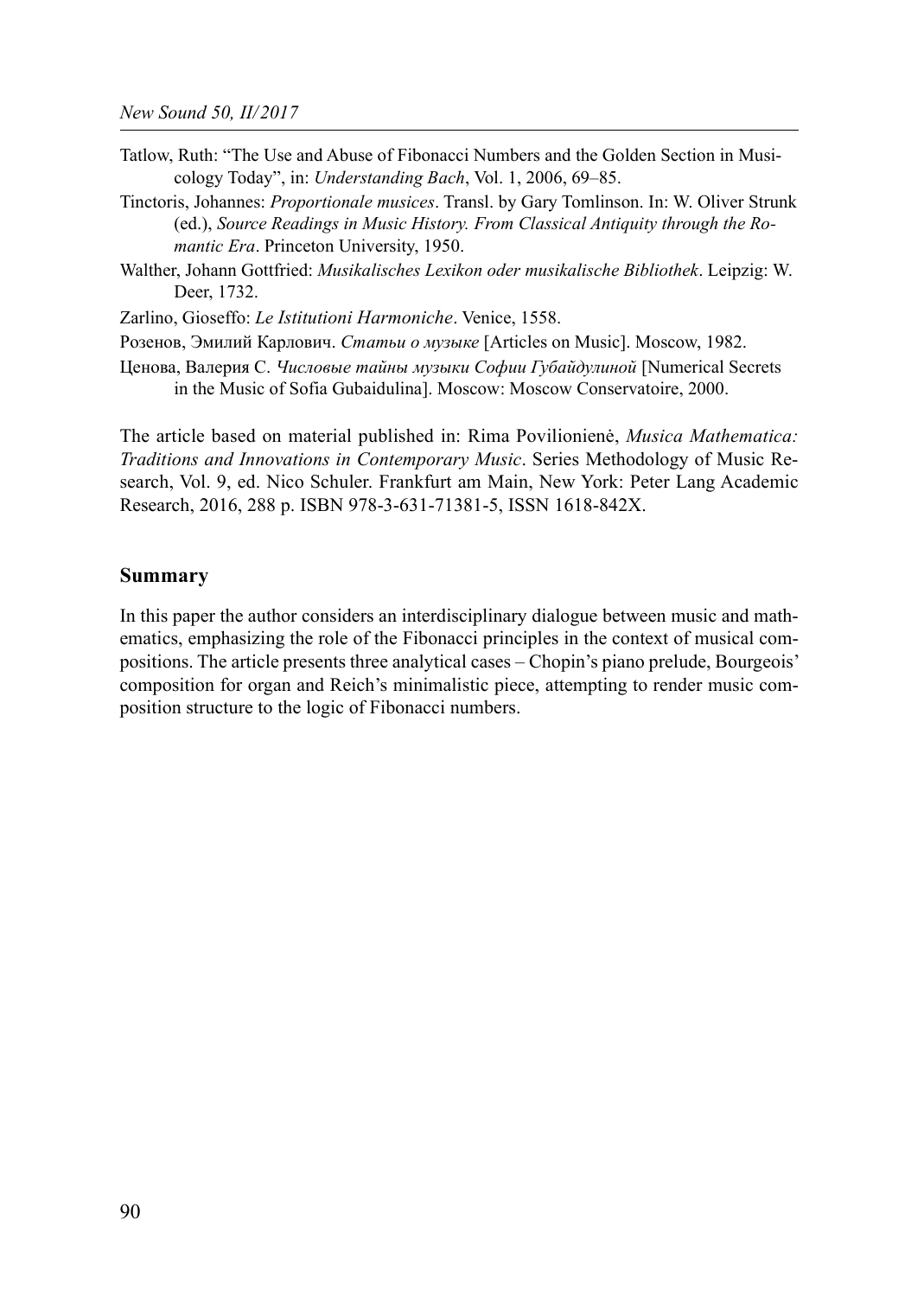Tatlow, Ruth: "The Use and Abuse of Fibonacci Numbers and the Golden Section in Musicology Today", in: *Understanding Bach*, Vol. 1, 2006, 69–85.

Tinctoris, Johannes: *Proportionale musices*. Transl. by Gary Tomlinson. In: W. Oliver Strunk (ed.), *Source Readings in Music History. From Classical Antiquity through the Romantic Era*. Princeton University, 1950.

Walther, Johann Gottfried: *Musikalisches Lexikon oder musikalische Bibliothek*. Leipzig: W. Deer, 1732.

Zarlino, Gioseffo: *Le Istitutioni Harmoniche*. Venice, 1558.

Розенов, Эмилий Карлович. *Статьи о музыке* [Articles on Music]. Moscow, 1982.

Ценова, Валерия С. *Числовые тайны музыки Софии Губайдулиной* [Numerical Secrets in the Music of Sofia Gubaidulina]. Moscow: Moscow Conservatoire, 2000.

The article based on material published in: Rima Povilionienė, *Musica Mathematica: Traditions and Innovations in Contemporary Music*. Series Methodology of Music Research, Vol. 9, ed. Nico Schuler. Frankfurt am Main, New York: Peter Lang Academic Research, 2016, 288 p. ISBN 978-3-631-71381-5, ISSN 1618-842X.

## Summary

In this paper the author considers an interdisciplinary dialogue between music and mathematics, emphasizing the role of the Fibonacci principles in the context of musical compositions. The article presents three analytical cases – Chopin's piano prelude, Bourgeois' composition for organ and Reich's minimalistic piece, attempting to render music composition structure to the logic of Fibonacci numbers.